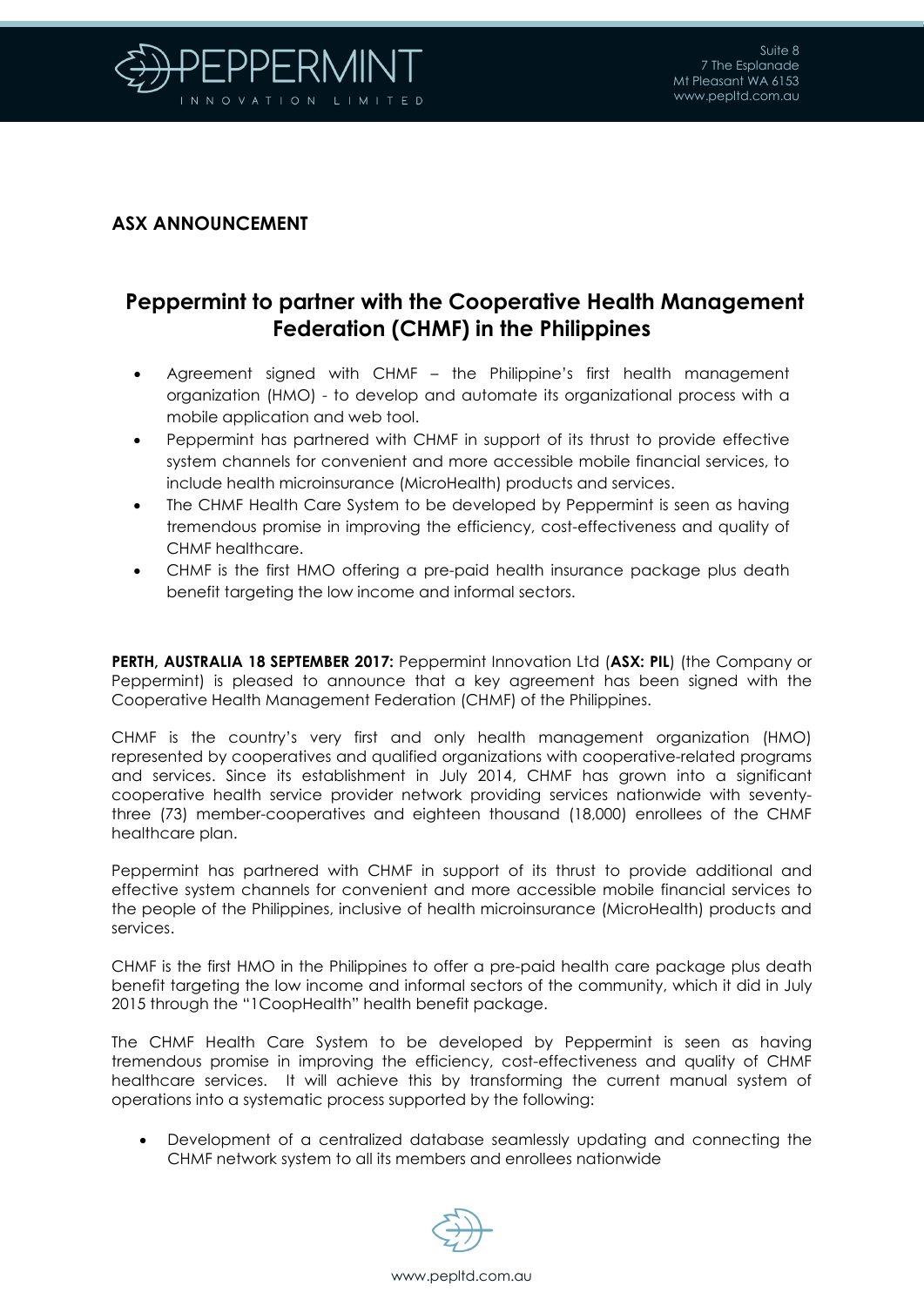## ASX ANNOUNCEMENT

# Peppermint to partner with the Cooperative Health Management Federation (CHMF) in the Philippines

- Agreement signed with CHMF – the Philippine's first health management organization (HMO) - to develop and automate its organizational process with a mobile application and web tool.
- Peppermint has partnered with CHMF in support of its thrust to provide effective system channels for convenient and more accessible mobile financial services, to include health microinsurance (MicroHealth) products and services.
- The CHMF Health Care System to be developed by Peppermint is seen as having tremendous promise in improving the efficiency, cost-effectiveness and quality of CHMF healthcare.
- CHMF is the first HMO offering a pre-paid health insurance package plus death benefit targeting the low income and informal sectors.

**PERTH, AUSTRALIA 18 SEPTEMBER 2017:** Peppermint Innovation Ltd (**ASX: PIL**) (the Company or Peppermint) is pleased to announce that a key agreement has been signed with the Cooperative Health Management Federation (CHMF) of the Philippines.

CHMF is the country's very first and only health management organization (HMO) represented by cooperatives and qualified organizations with cooperative-related programs and services. Since its establishment in July 2014, CHMF has grown into a significant cooperative health service provider network providing services nationwide with seventy-three (73) member-cooperatives and eighteen thousand (18,000) enrollees of the CHMF healthcare plan.

Peppermint has partnered with CHMF in support of its thrust to provide additional and effective system channels for convenient and more accessible mobile financial services to the people of the Philippines, inclusive of health microinsurance (MicroHealth) products and services.

CHMF is the first HMO in the Philippines to offer a pre-paid health care package plus death benefit targeting the low income and informal sectors of the community, which it did in July 2015 through the "1CoopHealth" health benefit package.

The CHMF Health Care System to be developed by Peppermint is seen as having tremendous promise in improving the efficiency, cost-effectiveness and quality of CHMF healthcare services. It will achieve this by transforming the current manual system of operations into a systematic process supported by the following:

- Development of a centralized database seamlessly updating and connecting the CHMF network system to all its members and enrollees nationwide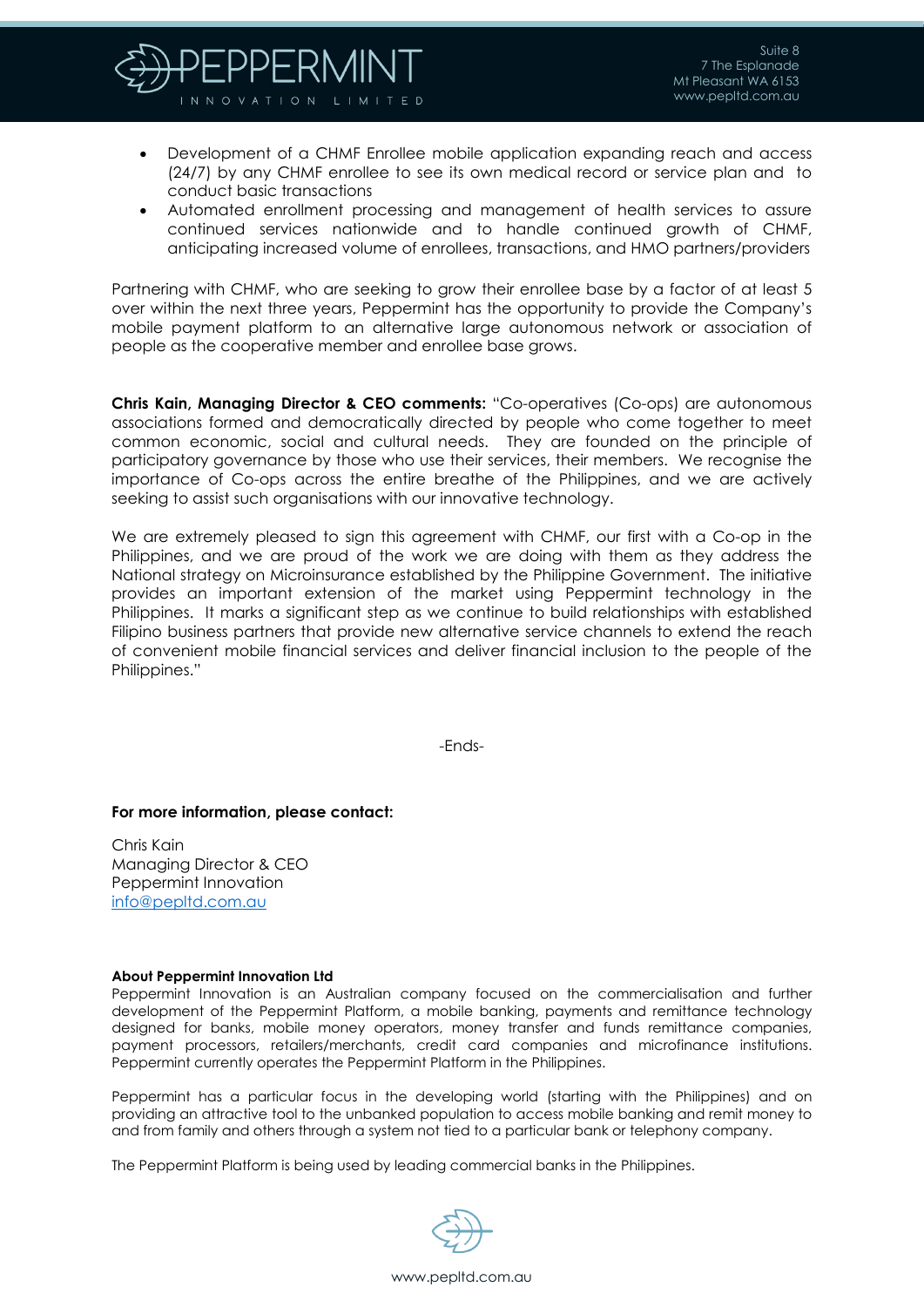- Development of a CHMF Enrollee mobile application expanding reach and access (24/7) by any CHMF enrollee to see its own medical record or service plan and to conduct basic transactions
- Automated enrollment processing and management of health services to assure continued services nationwide and to handle continued growth of CHMF, anticipating increased volume of enrollees, transactions, and HMO partners/providers

Partnering with CHMF, who are seeking to grow their enrollee base by a factor of at least 5 over within the next three years, Peppermint has the opportunity to provide the Company's mobile payment platform to an alternative large autonomous network or association of people as the cooperative member and enrollee base grows.

**Chris Kain, Managing Director & CEO comments:** "Co-operatives (Co-ops) are autonomous associations formed and democratically directed by people who come together to meet common economic, social and cultural needs. They are founded on the principle of participatory governance by those who use their services, their members. We recognise the importance of Co-ops across the entire breathe of the Philippines, and we are actively seeking to assist such organisations with our innovative technology.

We are extremely pleased to sign this agreement with CHMF, our first with a Co-op in the Philippines, and we are proud of the work we are doing with them as they address the National strategy on Microinsurance established by the Philippine Government. The initiative provides an important extension of the market using Peppermint technology in the Philippines. It marks a significant step as we continue to build relationships with established Filipino business partners that provide new alternative service channels to extend the reach of convenient mobile financial services and deliver financial inclusion to the people of the Philippines."

-Ends-

**For more information, please contact:**

Chris Kain
Managing Director & CEO
Peppermint Innovation
info@pepltd.com.au

**About Peppermint Innovation Ltd**

Peppermint Innovation is an Australian company focused on the commercialisation and further development of the Peppermint Platform, a mobile banking, payments and remittance technology designed for banks, mobile money operators, money transfer and funds remittance companies, payment processors, retailers/merchants, credit card companies and microfinance institutions. Peppermint currently operates the Peppermint Platform in the Philippines.

Peppermint has a particular focus in the developing world (starting with the Philippines) and on providing an attractive tool to the unbanked population to access mobile banking and remit money to and from family and others through a system not tied to a particular bank or telephony company.

The Peppermint Platform is being used by leading commercial banks in the Philippines.